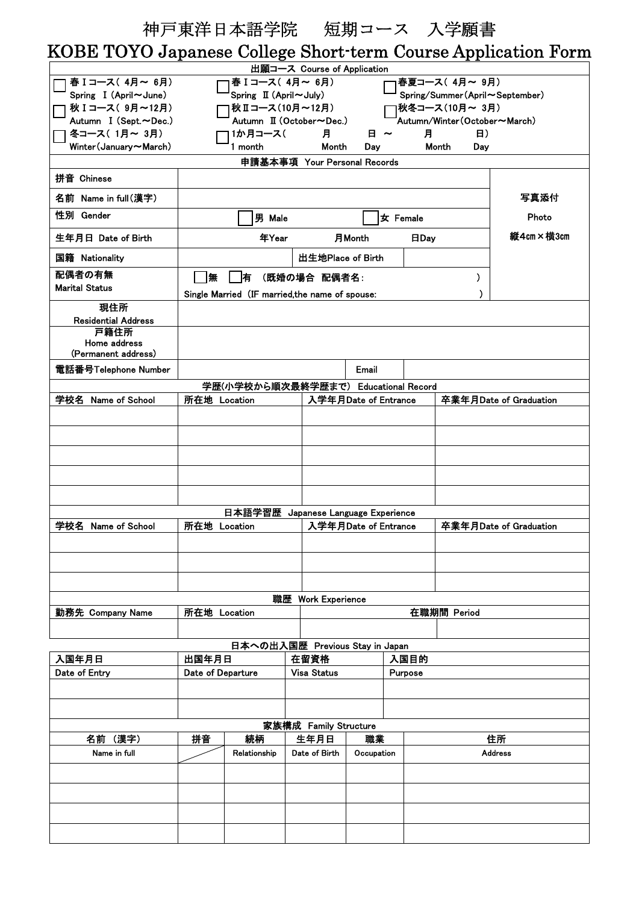# 神戸東洋日本語学院　短期コース　入学願書

# KOBE TOYO Japanese College Short-term Course Application Form

## 出願コース Course of Application

| | | |
|---|---|---|
| ☐ 春Ⅰコース（ 4月～ 6月）<br>Spring Ⅰ(April～June) | ☐ 春Ⅰコース（ 4月～ 6月）<br>Spring Ⅱ(April～July) | ☐ 春夏コース（ 4月～ 9月）<br>Spring/Summer(April～September) |
| ☐ 秋Ⅰコース（ 9月～12月）<br>Autumn Ⅰ(Sept.～Dec.) | ☐ 秋Ⅱコース（10月～12月）<br>Autumn Ⅱ(October～Dec.) | ☐ 秋冬コース（10月～ 3月）<br>Autumn/Winter(October～March) |
| ☐ 冬コース（ 1月～ 3月）<br>Winter(January～March) | ☐ 1か月コース（　　月 Month　　日 Day ～　　月 Month　　日 Day） 1 month | |

## 申請基本事項 Your Personal Records

| | | | |
|---|---|---|---|
| 拼音 Chinese | | | 写真添付<br>Photo<br>縦4cm×横3cm |
| 名前 Name in full(漢字) | | | |
| 性別 Gender | ☐ 男 Male | ☐ 女 Female | |
| 生年月日 Date of Birth | 年Year　　月Month　　日Day | | |
| 国籍 Nationality | | 出生地Place of Birth | |
| 配偶者の有無<br>Marital Status | ☐無　☐有　（既婚の場合　配偶者名：　　　　　　）<br>Single Married (IF married,the name of spouse:　　　　　　) | | |
| 現住所<br>Residential Address | | | |
| 戸籍住所<br>Home address<br>(Permanent address) | | | |
| 電話番号Telephone Number | | Email | |

## 学歴(小学校から順次最終学歴まで) Educational Record

| 学校名 Name of School | 所在地 Location | 入学年月Date of Entrance | 卒業年月Date of Graduation |
|---|---|---|---|
| | | | |
| | | | |
| | | | |
| | | | |
| | | | |

## 日本語学習歴 Japanese Language Experience

| 学校名 Name of School | 所在地 Location | 入学年月Date of Entrance | 卒業年月Date of Graduation |
|---|---|---|---|
| | | | |
| | | | |
| | | | |

## 職歴 Work Experience

| 勤務先 Company Name | 所在地 Location | 在職期間 Period |
|---|---|---|
| | | |

## 日本への出入国歴 Previous Stay in Japan

| 入国年月日<br>Date of Entry | 出国年月日<br>Date of Departure | 在留資格<br>Visa Status | 入国目的<br>Purpose |
|---|---|---|---|
| | | | |
| | | | |

## 家族構成 Family Structure

| 名前 （漢字）<br>Name in full | 拼音 | 続柄<br>Relationship | 生年月日<br>Date of Birth | 職業<br>Occupation | 住所<br>Address |
|---|---|---|---|---|---|
| | | | | | |
| | | | | | |
| | | | | | |
| | | | | | |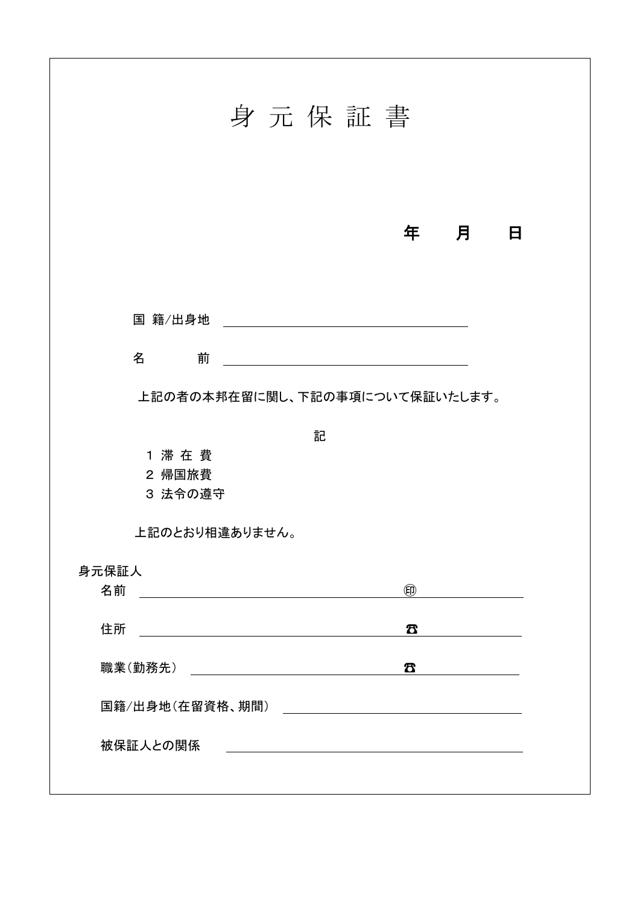# 身 元 保 証 書

年　　月　　日

国 籍/出身地 ＿＿＿＿＿＿＿＿＿＿＿＿＿＿＿＿

名　　　前 ＿＿＿＿＿＿＿＿＿＿＿＿＿＿＿＿

上記の者の本邦在留に関し、下記の事項について保証いたします。

記

1 滞 在 費
2 帰国旅費
3 法令の遵守

上記のとおり相違ありません。

身元保証人

名前 ＿＿＿＿＿＿＿＿＿＿＿＿＿＿＿＿ ㊞ ＿＿＿＿＿＿

住所 ＿＿＿＿＿＿＿＿＿＿＿＿＿＿＿＿ ☎ ＿＿＿＿＿＿

職業(勤務先) ＿＿＿＿＿＿＿＿＿＿＿＿＿ ☎ ＿＿＿＿＿＿

国籍/出身地(在留資格、期間) ＿＿＿＿＿＿＿＿＿＿＿＿＿＿＿＿

被保証人との関係 ＿＿＿＿＿＿＿＿＿＿＿＿＿＿＿＿